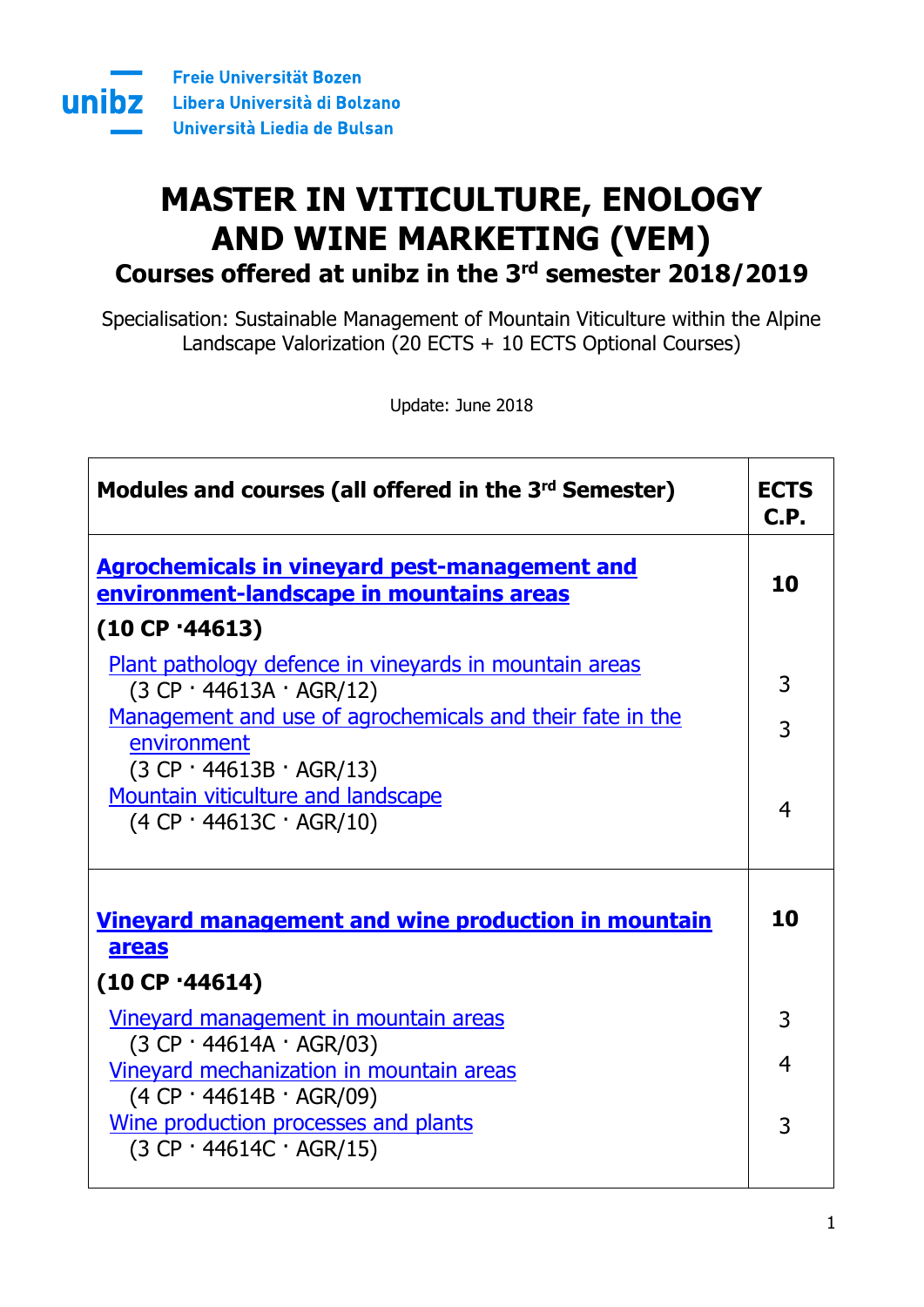Freie Universität Bozen
Libera Università di Bolzano
Università Liedia de Bulsan

# MASTER IN VITICULTURE, ENOLOGY AND WINE MARKETING (VEM)

## Courses offered at unibz in the 3rd semester 2018/2019

Specialisation: Sustainable Management of Mountain Viticulture within the Alpine Landscape Valorization (20 ECTS + 10 ECTS Optional Courses)

Update: June 2018

| Modules and courses (all offered in the 3rd Semester) | ECTS C.P. |
|---|---|
| **Agrochemicals in vineyard pest-management and environment-landscape in mountains areas** **(10 CP ·44613)** | **10** |
| Plant pathology defence in vineyards in mountain areas (3 CP · 44613A · AGR/12) | 3 |
| Management and use of agrochemicals and their fate in the environment (3 CP · 44613B · AGR/13) | 3 |
| Mountain viticulture and landscape (4 CP · 44613C · AGR/10) | 4 |
| **Vineyard management and wine production in mountain areas** **(10 CP ·44614)** | **10** |
| Vineyard management in mountain areas (3 CP · 44614A · AGR/03) | 3 |
| Vineyard mechanization in mountain areas (4 CP · 44614B · AGR/09) | 4 |
| Wine production processes and plants (3 CP · 44614C · AGR/15) | 3 |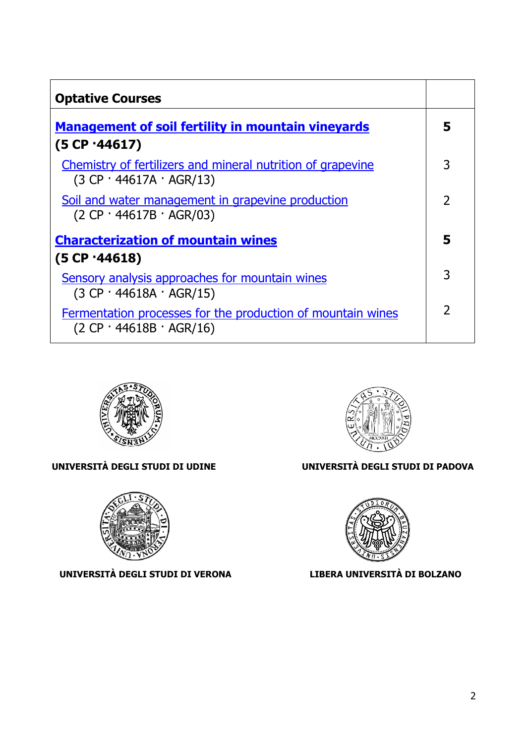| Optative Courses | |
|---|---|
| **Management of soil fertility in mountain vineyards** **(5 CP ·44617)** | **5** |
| Chemistry of fertilizers and mineral nutrition of grapevine (3 CP · 44617A · AGR/13) | 3 |
| Soil and water management in grapevine production (2 CP · 44617B · AGR/03) | 2 |
| **Characterization of mountain wines** **(5 CP ·44618)** | **5** |
| Sensory analysis approaches for mountain wines (3 CP · 44618A · AGR/15) | 3 |
| Fermentation processes for the production of mountain wines (2 CP · 44618B · AGR/16) | 2 |

**UNIVERSITÀ DEGLI STUDI DI UDINE**

**UNIVERSITÀ DEGLI STUDI DI PADOVA**

**UNIVERSITÀ DEGLI STUDI DI VERONA**

**LIBERA UNIVERSITÀ DI BOLZANO**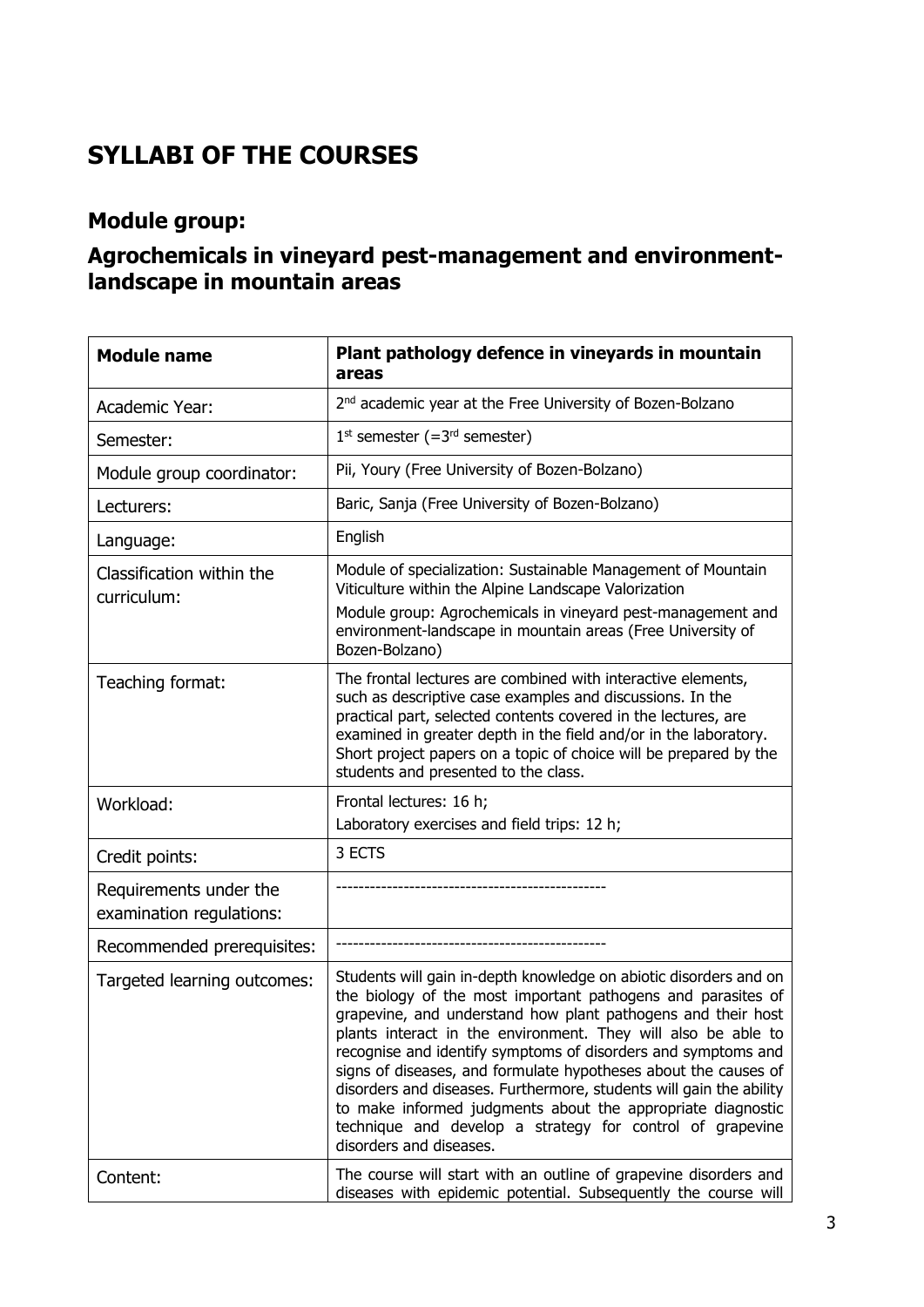# SYLLABI OF THE COURSES

## Module group:

## Agrochemicals in vineyard pest-management and environment-landscape in mountain areas

| **Module name** | **Plant pathology defence in vineyards in mountain areas** |
|---|---|
| Academic Year: | 2nd academic year at the Free University of Bozen-Bolzano |
| Semester: | 1st semester (=3rd semester) |
| Module group coordinator: | Pii, Youry (Free University of Bozen-Bolzano) |
| Lecturers: | Baric, Sanja (Free University of Bozen-Bolzano) |
| Language: | English |
| Classification within the curriculum: | Module of specialization: Sustainable Management of Mountain Viticulture within the Alpine Landscape Valorization<br>Module group: Agrochemicals in vineyard pest-management and environment-landscape in mountain areas (Free University of Bozen-Bolzano) |
| Teaching format: | The frontal lectures are combined with interactive elements, such as descriptive case examples and discussions. In the practical part, selected contents covered in the lectures, are examined in greater depth in the field and/or in the laboratory. Short project papers on a topic of choice will be prepared by the students and presented to the class. |
| Workload: | Frontal lectures: 16 h;<br>Laboratory exercises and field trips: 12 h; |
| Credit points: | 3 ECTS |
| Requirements under the examination regulations: | ------------------------------------------------ |
| Recommended prerequisites: | ------------------------------------------------ |
| Targeted learning outcomes: | Students will gain in-depth knowledge on abiotic disorders and on the biology of the most important pathogens and parasites of grapevine, and understand how plant pathogens and their host plants interact in the environment. They will also be able to recognise and identify symptoms of disorders and symptoms and signs of diseases, and formulate hypotheses about the causes of disorders and diseases. Furthermore, students will gain the ability to make informed judgments about the appropriate diagnostic technique and develop a strategy for control of grapevine disorders and diseases. |
| Content: | The course will start with an outline of grapevine disorders and diseases with epidemic potential. Subsequently the course will |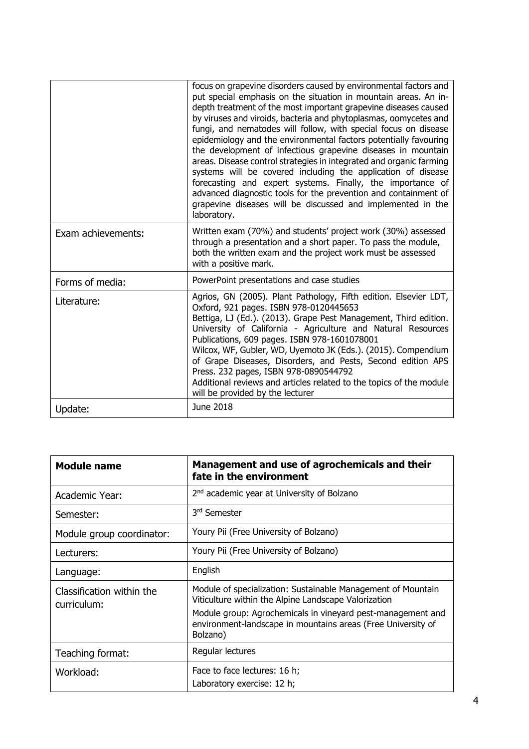| | |
|---|---|
| | focus on grapevine disorders caused by environmental factors and put special emphasis on the situation in mountain areas. An in-depth treatment of the most important grapevine diseases caused by viruses and viroids, bacteria and phytoplasmas, oomycetes and fungi, and nematodes will follow, with special focus on disease epidemiology and the environmental factors potentially favouring the development of infectious grapevine diseases in mountain areas. Disease control strategies in integrated and organic farming systems will be covered including the application of disease forecasting and expert systems. Finally, the importance of advanced diagnostic tools for the prevention and containment of grapevine diseases will be discussed and implemented in the laboratory. |
| Exam achievements: | Written exam (70%) and students' project work (30%) assessed through a presentation and a short paper. To pass the module, both the written exam and the project work must be assessed with a positive mark. |
| Forms of media: | PowerPoint presentations and case studies |
| Literature: | Agrios, GN (2005). Plant Pathology, Fifth edition. Elsevier LDT, Oxford, 921 pages. ISBN 978-0120445653<br>Bettiga, LJ (Ed.). (2013). Grape Pest Management, Third edition. University of California - Agriculture and Natural Resources Publications, 609 pages. ISBN 978-1601078001<br>Wilcox, WF, Gubler, WD, Uyemoto JK (Eds.). (2015). Compendium of Grape Diseases, Disorders, and Pests, Second edition APS Press. 232 pages, ISBN 978-0890544792<br>Additional reviews and articles related to the topics of the module will be provided by the lecturer |
| Update: | June 2018 |

| **Module name** | **Management and use of agrochemicals and their fate in the environment** |
|---|---|
| Academic Year: | 2nd academic year at University of Bolzano |
| Semester: | 3rd Semester |
| Module group coordinator: | Youry Pii (Free University of Bolzano) |
| Lecturers: | Youry Pii (Free University of Bolzano) |
| Language: | English |
| Classification within the curriculum: | Module of specialization: Sustainable Management of Mountain Viticulture within the Alpine Landscape Valorization<br>Module group: Agrochemicals in vineyard pest-management and environment-landscape in mountains areas (Free University of Bolzano) |
| Teaching format: | Regular lectures |
| Workload: | Face to face lectures: 16 h;<br>Laboratory exercise: 12 h; |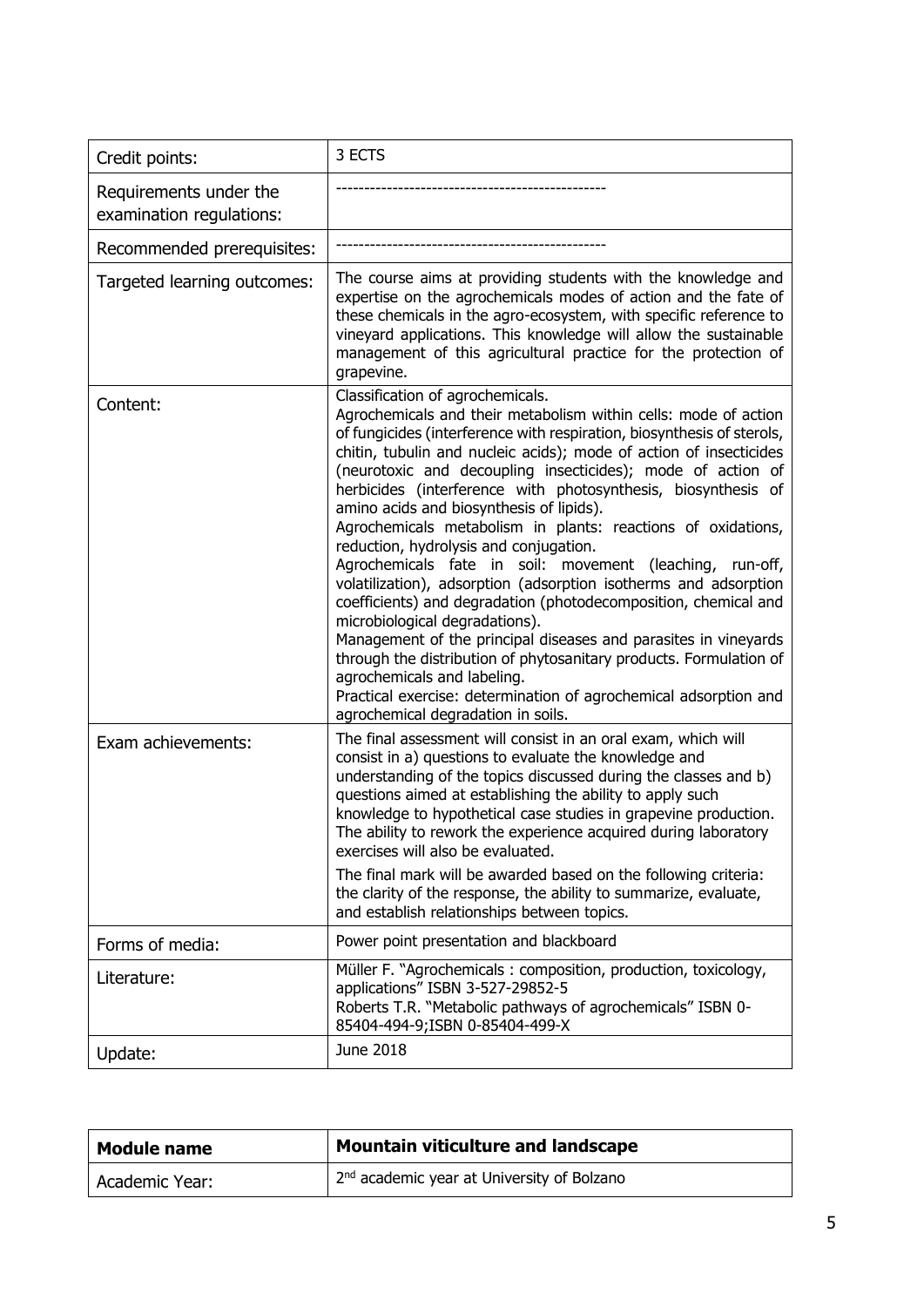| | |
|---|---|
| Credit points: | 3 ECTS |
| Requirements under the examination regulations: | ------------------------------------------------ |
| Recommended prerequisites: | ------------------------------------------------ |
| Targeted learning outcomes: | The course aims at providing students with the knowledge and expertise on the agrochemicals modes of action and the fate of these chemicals in the agro-ecosystem, with specific reference to vineyard applications. This knowledge will allow the sustainable management of this agricultural practice for the protection of grapevine. |
| Content: | Classification of agrochemicals.<br>Agrochemicals and their metabolism within cells: mode of action of fungicides (interference with respiration, biosynthesis of sterols, chitin, tubulin and nucleic acids); mode of action of insecticides (neurotoxic and decoupling insecticides); mode of action of herbicides (interference with photosynthesis, biosynthesis of amino acids and biosynthesis of lipids).<br>Agrochemicals metabolism in plants: reactions of oxidations, reduction, hydrolysis and conjugation.<br>Agrochemicals fate in soil: movement (leaching, run-off, volatilization), adsorption (adsorption isotherms and adsorption coefficients) and degradation (photodecomposition, chemical and microbiological degradations).<br>Management of the principal diseases and parasites in vineyards through the distribution of phytosanitary products. Formulation of agrochemicals and labeling.<br>Practical exercise: determination of agrochemical adsorption and agrochemical degradation in soils. |
| Exam achievements: | The final assessment will consist in an oral exam, which will consist in a) questions to evaluate the knowledge and understanding of the topics discussed during the classes and b) questions aimed at establishing the ability to apply such knowledge to hypothetical case studies in grapevine production. The ability to rework the experience acquired during laboratory exercises will also be evaluated.<br>The final mark will be awarded based on the following criteria: the clarity of the response, the ability to summarize, evaluate, and establish relationships between topics. |
| Forms of media: | Power point presentation and blackboard |
| Literature: | Müller F. "Agrochemicals : composition, production, toxicology, applications" ISBN 3-527-29852-5<br>Roberts T.R. "Metabolic pathways of agrochemicals" ISBN 0-85404-494-9;ISBN 0-85404-499-X |
| Update: | June 2018 |

| **Module name** | **Mountain viticulture and landscape** |
|---|---|
| Academic Year: | 2nd academic year at University of Bolzano |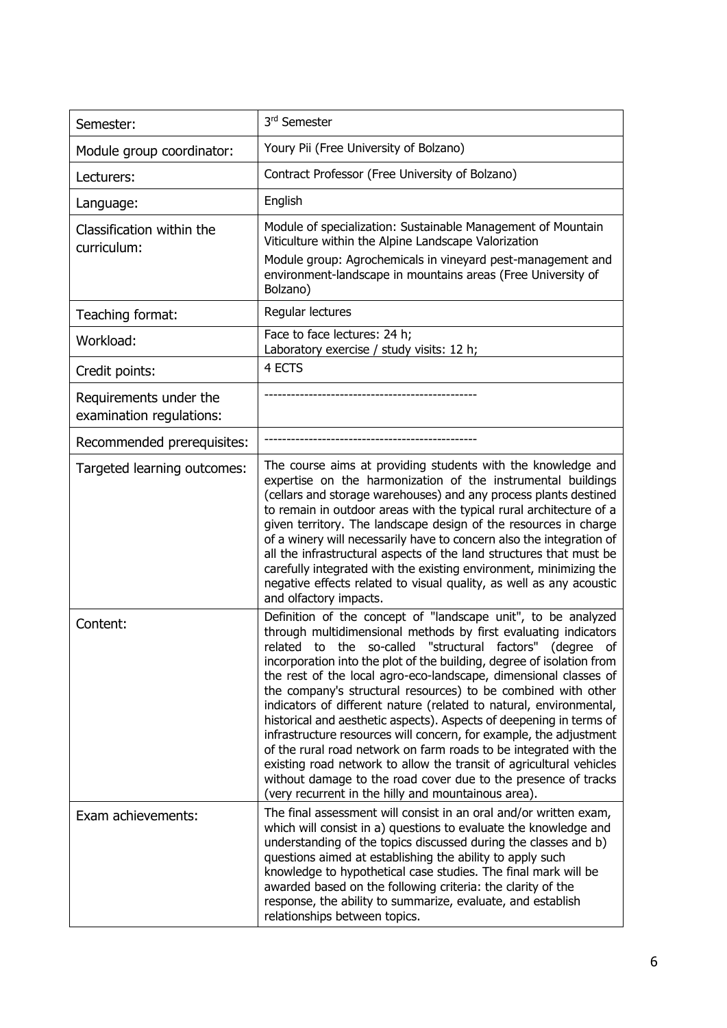| Semester: | 3rd Semester |
|---|---|
| Module group coordinator: | Youry Pii (Free University of Bolzano) |
| Lecturers: | Contract Professor (Free University of Bolzano) |
| Language: | English |
| Classification within the curriculum: | Module of specialization: Sustainable Management of Mountain Viticulture within the Alpine Landscape Valorization<br>Module group: Agrochemicals in vineyard pest-management and environment-landscape in mountains areas (Free University of Bolzano) |
| Teaching format: | Regular lectures |
| Workload: | Face to face lectures: 24 h;<br>Laboratory exercise / study visits: 12 h; |
| Credit points: | 4 ECTS |
| Requirements under the examination regulations: | ------------------------------------------------ |
| Recommended prerequisites: | ------------------------------------------------ |
| Targeted learning outcomes: | The course aims at providing students with the knowledge and expertise on the harmonization of the instrumental buildings (cellars and storage warehouses) and any process plants destined to remain in outdoor areas with the typical rural architecture of a given territory. The landscape design of the resources in charge of a winery will necessarily have to concern also the integration of all the infrastructural aspects of the land structures that must be carefully integrated with the existing environment, minimizing the negative effects related to visual quality, as well as any acoustic and olfactory impacts. |
| Content: | Definition of the concept of "landscape unit", to be analyzed through multidimensional methods by first evaluating indicators related to the so-called "structural factors" (degree of incorporation into the plot of the building, degree of isolation from the rest of the local agro-eco-landscape, dimensional classes of the company's structural resources) to be combined with other indicators of different nature (related to natural, environmental, historical and aesthetic aspects). Aspects of deepening in terms of infrastructure resources will concern, for example, the adjustment of the rural road network on farm roads to be integrated with the existing road network to allow the transit of agricultural vehicles without damage to the road cover due to the presence of tracks (very recurrent in the hilly and mountainous area). |
| Exam achievements: | The final assessment will consist in an oral and/or written exam, which will consist in a) questions to evaluate the knowledge and understanding of the topics discussed during the classes and b) questions aimed at establishing the ability to apply such knowledge to hypothetical case studies. The final mark will be awarded based on the following criteria: the clarity of the response, the ability to summarize, evaluate, and establish relationships between topics. |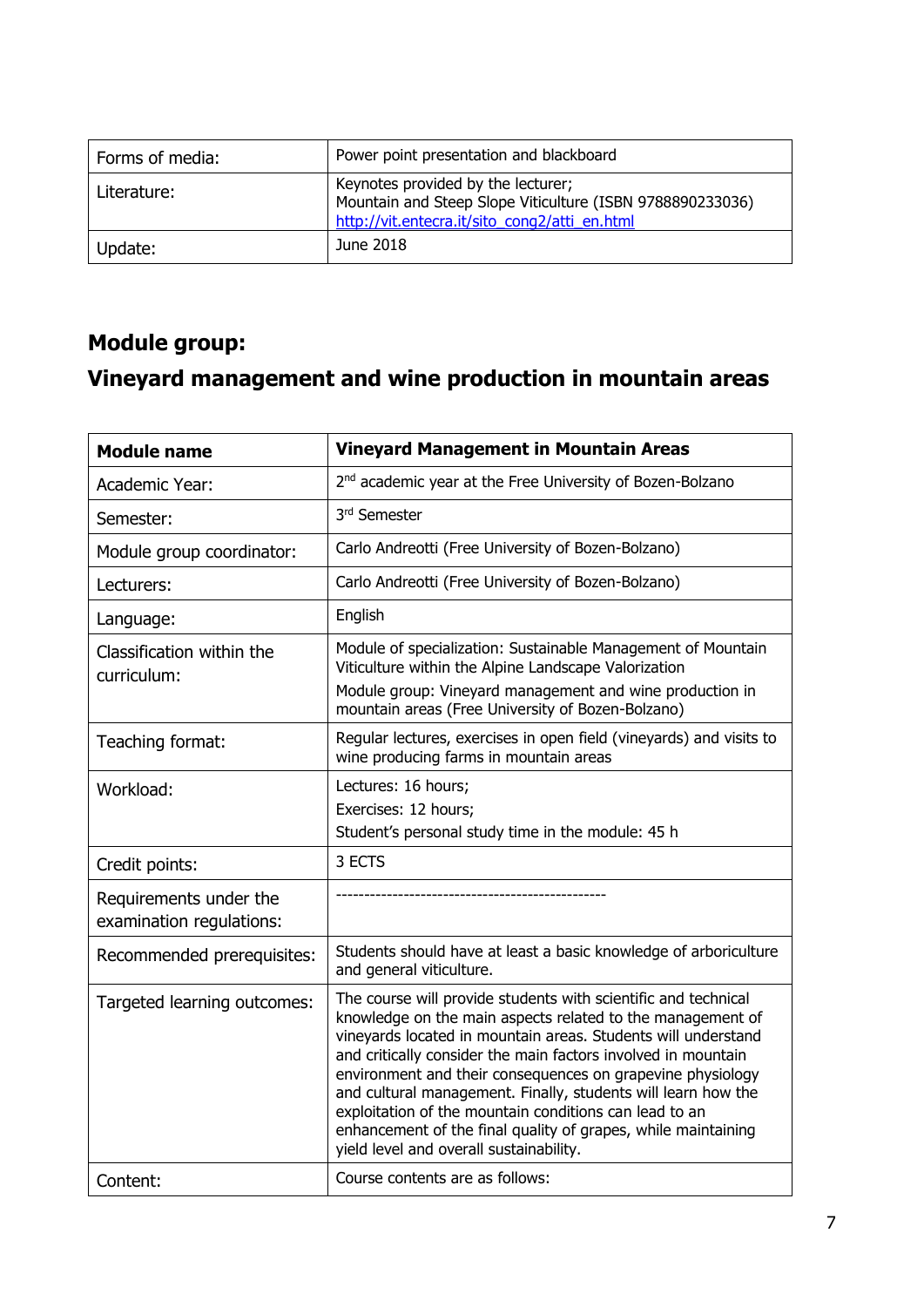| Forms of media: | Power point presentation and blackboard |
|---|---|
| Literature: | Keynotes provided by the lecturer;<br>Mountain and Steep Slope Viticulture (ISBN 9788890233036)<br>http://vit.entecra.it/sito_cong2/atti_en.html |
| Update: | June 2018 |

## Module group:
## Vineyard management and wine production in mountain areas

| **Module name** | **Vineyard Management in Mountain Areas** |
|---|---|
| Academic Year: | 2nd academic year at the Free University of Bozen-Bolzano |
| Semester: | 3rd Semester |
| Module group coordinator: | Carlo Andreotti (Free University of Bozen-Bolzano) |
| Lecturers: | Carlo Andreotti (Free University of Bozen-Bolzano) |
| Language: | English |
| Classification within the curriculum: | Module of specialization: Sustainable Management of Mountain Viticulture within the Alpine Landscape Valorization<br>Module group: Vineyard management and wine production in mountain areas (Free University of Bozen-Bolzano) |
| Teaching format: | Regular lectures, exercises in open field (vineyards) and visits to wine producing farms in mountain areas |
| Workload: | Lectures: 16 hours;<br>Exercises: 12 hours;<br>Student's personal study time in the module: 45 h |
| Credit points: | 3 ECTS |
| Requirements under the examination regulations: | ------------------------------------------------ |
| Recommended prerequisites: | Students should have at least a basic knowledge of arboriculture and general viticulture. |
| Targeted learning outcomes: | The course will provide students with scientific and technical knowledge on the main aspects related to the management of vineyards located in mountain areas. Students will understand and critically consider the main factors involved in mountain environment and their consequences on grapevine physiology and cultural management. Finally, students will learn how the exploitation of the mountain conditions can lead to an enhancement of the final quality of grapes, while maintaining yield level and overall sustainability. |
| Content: | Course contents are as follows: |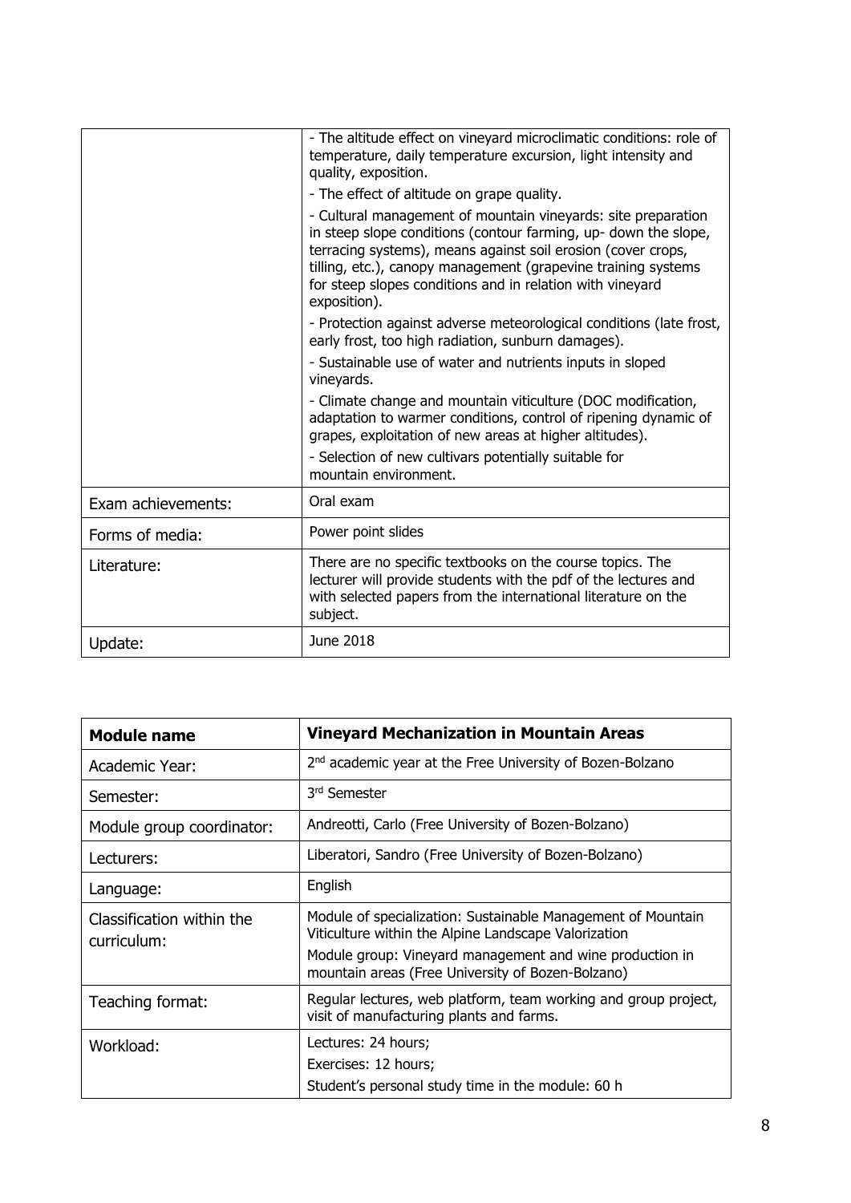| | |
|---|---|
| | - The altitude effect on vineyard microclimatic conditions: role of temperature, daily temperature excursion, light intensity and quality, exposition.<br>- The effect of altitude on grape quality.<br>- Cultural management of mountain vineyards: site preparation in steep slope conditions (contour farming, up- down the slope, terracing systems), means against soil erosion (cover crops, tilling, etc.), canopy management (grapevine training systems for steep slopes conditions and in relation with vineyard exposition).<br>- Protection against adverse meteorological conditions (late frost, early frost, too high radiation, sunburn damages).<br>- Sustainable use of water and nutrients inputs in sloped vineyards.<br>- Climate change and mountain viticulture (DOC modification, adaptation to warmer conditions, control of ripening dynamic of grapes, exploitation of new areas at higher altitudes).<br>- Selection of new cultivars potentially suitable for mountain environment. |
| Exam achievements: | Oral exam |
| Forms of media: | Power point slides |
| Literature: | There are no specific textbooks on the course topics. The lecturer will provide students with the pdf of the lectures and with selected papers from the international literature on the subject. |
| Update: | June 2018 |

| **Module name** | **Vineyard Mechanization in Mountain Areas** |
|---|---|
| Academic Year: | 2nd academic year at the Free University of Bozen-Bolzano |
| Semester: | 3rd Semester |
| Module group coordinator: | Andreotti, Carlo (Free University of Bozen-Bolzano) |
| Lecturers: | Liberatori, Sandro (Free University of Bozen-Bolzano) |
| Language: | English |
| Classification within the curriculum: | Module of specialization: Sustainable Management of Mountain Viticulture within the Alpine Landscape Valorization<br>Module group: Vineyard management and wine production in mountain areas (Free University of Bozen-Bolzano) |
| Teaching format: | Regular lectures, web platform, team working and group project, visit of manufacturing plants and farms. |
| Workload: | Lectures: 24 hours;<br>Exercises: 12 hours;<br>Student's personal study time in the module: 60 h |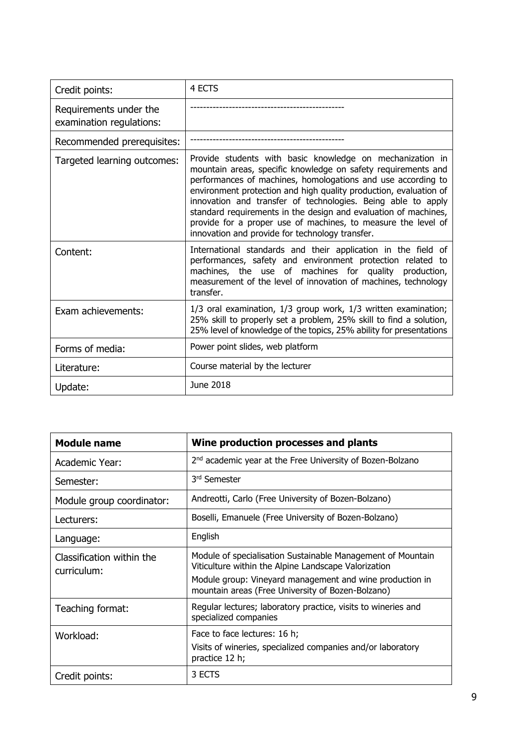| | |
|---|---|
| Credit points: | 4 ECTS |
| Requirements under the examination regulations: | ------------------------------------------------ |
| Recommended prerequisites: | ------------------------------------------------ |
| Targeted learning outcomes: | Provide students with basic knowledge on mechanization in mountain areas, specific knowledge on safety requirements and performances of machines, homologations and use according to environment protection and high quality production, evaluation of innovation and transfer of technologies. Being able to apply standard requirements in the design and evaluation of machines, provide for a proper use of machines, to measure the level of innovation and provide for technology transfer. |
| Content: | International standards and their application in the field of performances, safety and environment protection related to machines, the use of machines for quality production, measurement of the level of innovation of machines, technology transfer. |
| Exam achievements: | 1/3 oral examination, 1/3 group work, 1/3 written examination; 25% skill to properly set a problem, 25% skill to find a solution, 25% level of knowledge of the topics, 25% ability for presentations |
| Forms of media: | Power point slides, web platform |
| Literature: | Course material by the lecturer |
| Update: | June 2018 |

| **Module name** | **Wine production processes and plants** |
|---|---|
| Academic Year: | 2nd academic year at the Free University of Bozen-Bolzano |
| Semester: | 3rd Semester |
| Module group coordinator: | Andreotti, Carlo (Free University of Bozen-Bolzano) |
| Lecturers: | Boselli, Emanuele (Free University of Bozen-Bolzano) |
| Language: | English |
| Classification within the curriculum: | Module of specialisation Sustainable Management of Mountain Viticulture within the Alpine Landscape Valorization<br>Module group: Vineyard management and wine production in mountain areas (Free University of Bozen-Bolzano) |
| Teaching format: | Regular lectures; laboratory practice, visits to wineries and specialized companies |
| Workload: | Face to face lectures: 16 h;<br>Visits of wineries, specialized companies and/or laboratory practice 12 h; |
| Credit points: | 3 ECTS |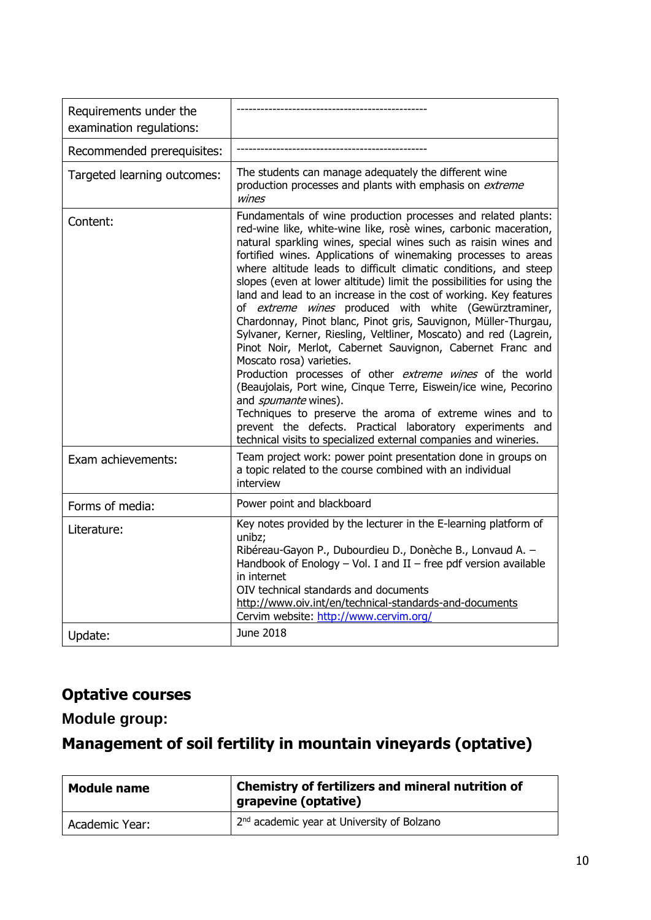| | |
|---|---|
| Requirements under the examination regulations: | ------------------------------------------------- |
| Recommended prerequisites: | ------------------------------------------------- |
| Targeted learning outcomes: | The students can manage adequately the different wine production processes and plants with emphasis on *extreme wines* |
| Content: | Fundamentals of wine production processes and related plants: red-wine like, white-wine like, rosè wines, carbonic maceration, natural sparkling wines, special wines such as raisin wines and fortified wines. Applications of winemaking processes to areas where altitude leads to difficult climatic conditions, and steep slopes (even at lower altitude) limit the possibilities for using the land and lead to an increase in the cost of working. Key features of *extreme wines* produced with white (Gewürztraminer, Chardonnay, Pinot blanc, Pinot gris, Sauvignon, Müller-Thurgau, Sylvaner, Kerner, Riesling, Veltliner, Moscato) and red (Lagrein, Pinot Noir, Merlot, Cabernet Sauvignon, Cabernet Franc and Moscato rosa) varieties.<br>Production processes of other *extreme wines* of the world (Beaujolais, Port wine, Cinque Terre, Eiswein/ice wine, Pecorino and *spumante* wines).<br>Techniques to preserve the aroma of extreme wines and to prevent the defects. Practical laboratory experiments and technical visits to specialized external companies and wineries. |
| Exam achievements: | Team project work: power point presentation done in groups on a topic related to the course combined with an individual interview |
| Forms of media: | Power point and blackboard |
| Literature: | Key notes provided by the lecturer in the E-learning platform of unibz;<br>Ribéreau-Gayon P., Dubourdieu D., Donèche B., Lonvaud A. – Handbook of Enology – Vol. I and II – free pdf version available in internet<br>OIV technical standards and documents<br>http://www.oiv.int/en/technical-standards-and-documents<br>Cervim website: http://www.cervim.org/ |
| Update: | June 2018 |

## Optative courses

### Module group:

## Management of soil fertility in mountain vineyards (optative)

| **Module name** | **Chemistry of fertilizers and mineral nutrition of grapevine (optative)** |
|---|---|
| Academic Year: | 2nd academic year at University of Bolzano |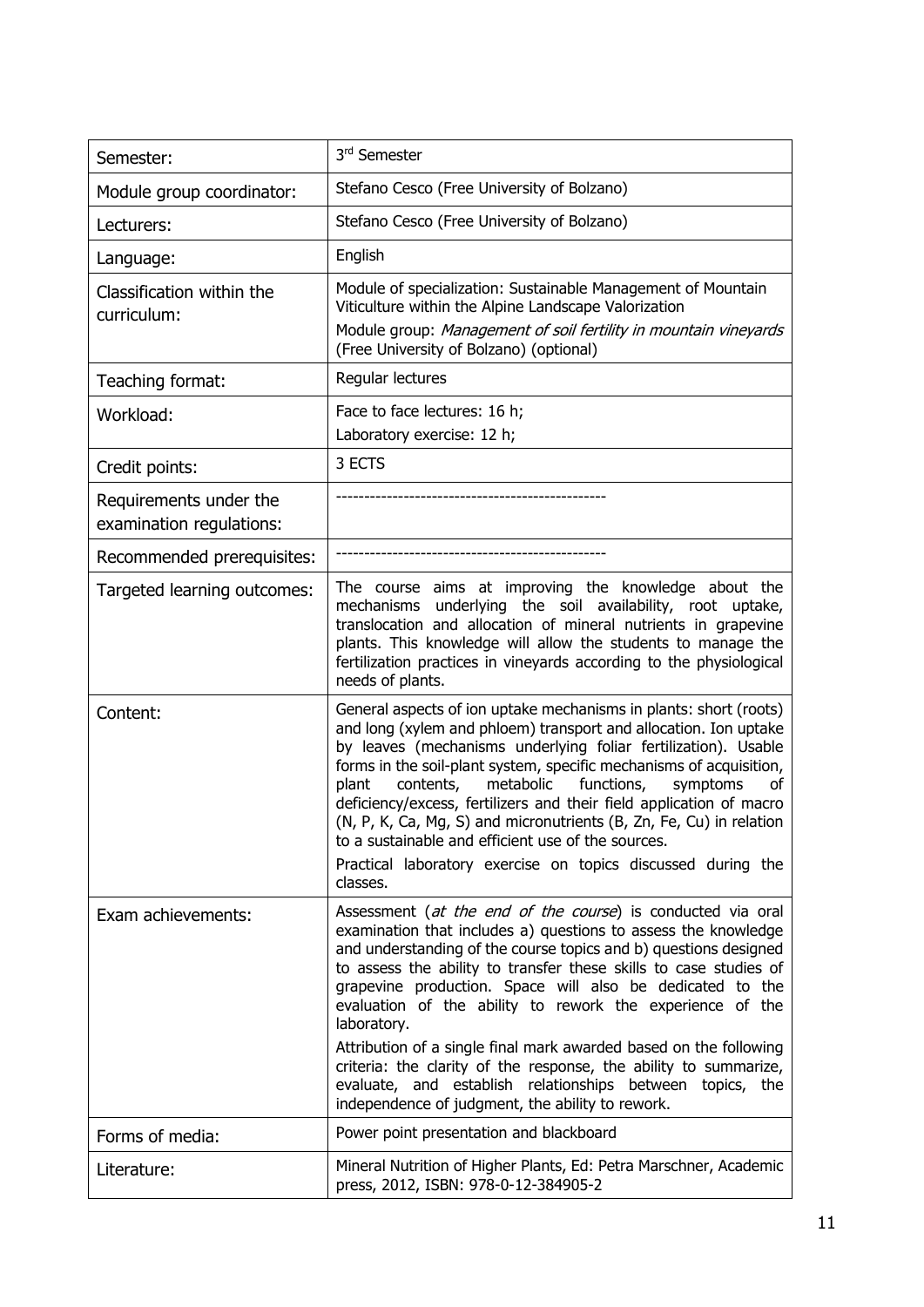| Semester: | 3rd Semester |
| --- | --- |
| Module group coordinator: | Stefano Cesco (Free University of Bolzano) |
| Lecturers: | Stefano Cesco (Free University of Bolzano) |
| Language: | English |
| Classification within the curriculum: | Module of specialization: Sustainable Management of Mountain Viticulture within the Alpine Landscape Valorization<br>Module group: *Management of soil fertility in mountain vineyards* (Free University of Bolzano) (optional) |
| Teaching format: | Regular lectures |
| Workload: | Face to face lectures: 16 h;<br>Laboratory exercise: 12 h; |
| Credit points: | 3 ECTS |
| Requirements under the examination regulations: | ------------------------------------------------ |
| Recommended prerequisites: | ------------------------------------------------ |
| Targeted learning outcomes: | The course aims at improving the knowledge about the mechanisms underlying the soil availability, root uptake, translocation and allocation of mineral nutrients in grapevine plants. This knowledge will allow the students to manage the fertilization practices in vineyards according to the physiological needs of plants. |
| Content: | General aspects of ion uptake mechanisms in plants: short (roots) and long (xylem and phloem) transport and allocation. Ion uptake by leaves (mechanisms underlying foliar fertilization). Usable forms in the soil-plant system, specific mechanisms of acquisition, plant contents, metabolic functions, symptoms of deficiency/excess, fertilizers and their field application of macro (N, P, K, Ca, Mg, S) and micronutrients (B, Zn, Fe, Cu) in relation to a sustainable and efficient use of the sources.<br>Practical laboratory exercise on topics discussed during the classes. |
| Exam achievements: | Assessment (*at the end of the course*) is conducted via oral examination that includes a) questions to assess the knowledge and understanding of the course topics and b) questions designed to assess the ability to transfer these skills to case studies of grapevine production. Space will also be dedicated to the evaluation of the ability to rework the experience of the laboratory.<br>Attribution of a single final mark awarded based on the following criteria: the clarity of the response, the ability to summarize, evaluate, and establish relationships between topics, the independence of judgment, the ability to rework. |
| Forms of media: | Power point presentation and blackboard |
| Literature: | Mineral Nutrition of Higher Plants, Ed: Petra Marschner, Academic press, 2012, ISBN: 978-0-12-384905-2 |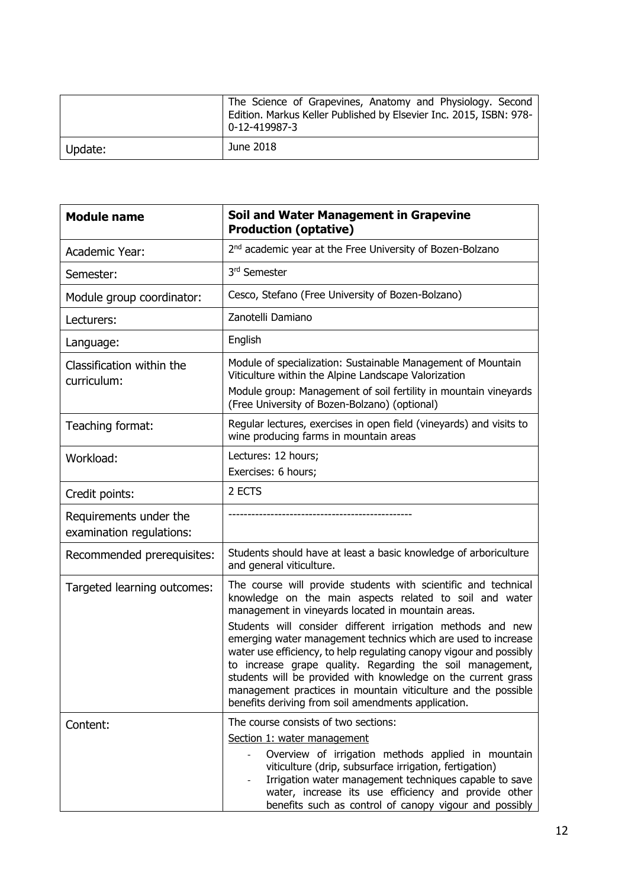| | |
|---|---|
| | The Science of Grapevines, Anatomy and Physiology. Second Edition. Markus Keller Published by Elsevier Inc. 2015, ISBN: 978-0-12-419987-3 |
| Update: | June 2018 |

| **Module name** | **Soil and Water Management in Grapevine Production (optative)** |
|---|---|
| Academic Year: | 2nd academic year at the Free University of Bozen-Bolzano |
| Semester: | 3rd Semester |
| Module group coordinator: | Cesco, Stefano (Free University of Bozen-Bolzano) |
| Lecturers: | Zanotelli Damiano |
| Language: | English |
| Classification within the curriculum: | Module of specialization: Sustainable Management of Mountain Viticulture within the Alpine Landscape Valorization<br>Module group: Management of soil fertility in mountain vineyards (Free University of Bozen-Bolzano) (optional) |
| Teaching format: | Regular lectures, exercises in open field (vineyards) and visits to wine producing farms in mountain areas |
| Workload: | Lectures: 12 hours;<br>Exercises: 6 hours; |
| Credit points: | 2 ECTS |
| Requirements under the examination regulations: | ------------------------------------------------ |
| Recommended prerequisites: | Students should have at least a basic knowledge of arboriculture and general viticulture. |
| Targeted learning outcomes: | The course will provide students with scientific and technical knowledge on the main aspects related to soil and water management in vineyards located in mountain areas.<br>Students will consider different irrigation methods and new emerging water management technics which are used to increase water use efficiency, to help regulating canopy vigour and possibly to increase grape quality. Regarding the soil management, students will be provided with knowledge on the current grass management practices in mountain viticulture and the possible benefits deriving from soil amendments application. |
| Content: | The course consists of two sections:<br>Section 1: water management<br>- Overview of irrigation methods applied in mountain viticulture (drip, subsurface irrigation, fertigation)<br>- Irrigation water management techniques capable to save water, increase its use efficiency and provide other benefits such as control of canopy vigour and possibly |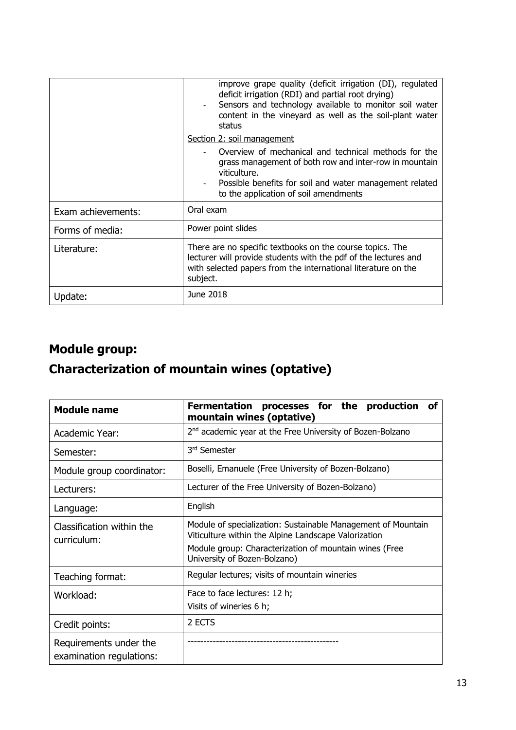| | |
|---|---|
| | improve grape quality (deficit irrigation (DI), regulated deficit irrigation (RDI) and partial root drying)<br>- Sensors and technology available to monitor soil water content in the vineyard as well as the soil-plant water status<br>Section 2: soil management<br>- Overview of mechanical and technical methods for the grass management of both row and inter-row in mountain viticulture.<br>- Possible benefits for soil and water management related to the application of soil amendments |
| Exam achievements: | Oral exam |
| Forms of media: | Power point slides |
| Literature: | There are no specific textbooks on the course topics. The lecturer will provide students with the pdf of the lectures and with selected papers from the international literature on the subject. |
| Update: | June 2018 |

## Module group:

## Characterization of mountain wines (optative)

| **Module name** | **Fermentation processes for the production of mountain wines (optative)** |
|---|---|
| Academic Year: | 2nd academic year at the Free University of Bozen-Bolzano |
| Semester: | 3rd Semester |
| Module group coordinator: | Boselli, Emanuele (Free University of Bozen-Bolzano) |
| Lecturers: | Lecturer of the Free University of Bozen-Bolzano) |
| Language: | English |
| Classification within the curriculum: | Module of specialization: Sustainable Management of Mountain Viticulture within the Alpine Landscape Valorization<br>Module group: Characterization of mountain wines (Free University of Bozen-Bolzano) |
| Teaching format: | Regular lectures; visits of mountain wineries |
| Workload: | Face to face lectures: 12 h;<br>Visits of wineries 6 h; |
| Credit points: | 2 ECTS |
| Requirements under the examination regulations: | ----------------------------------------------- |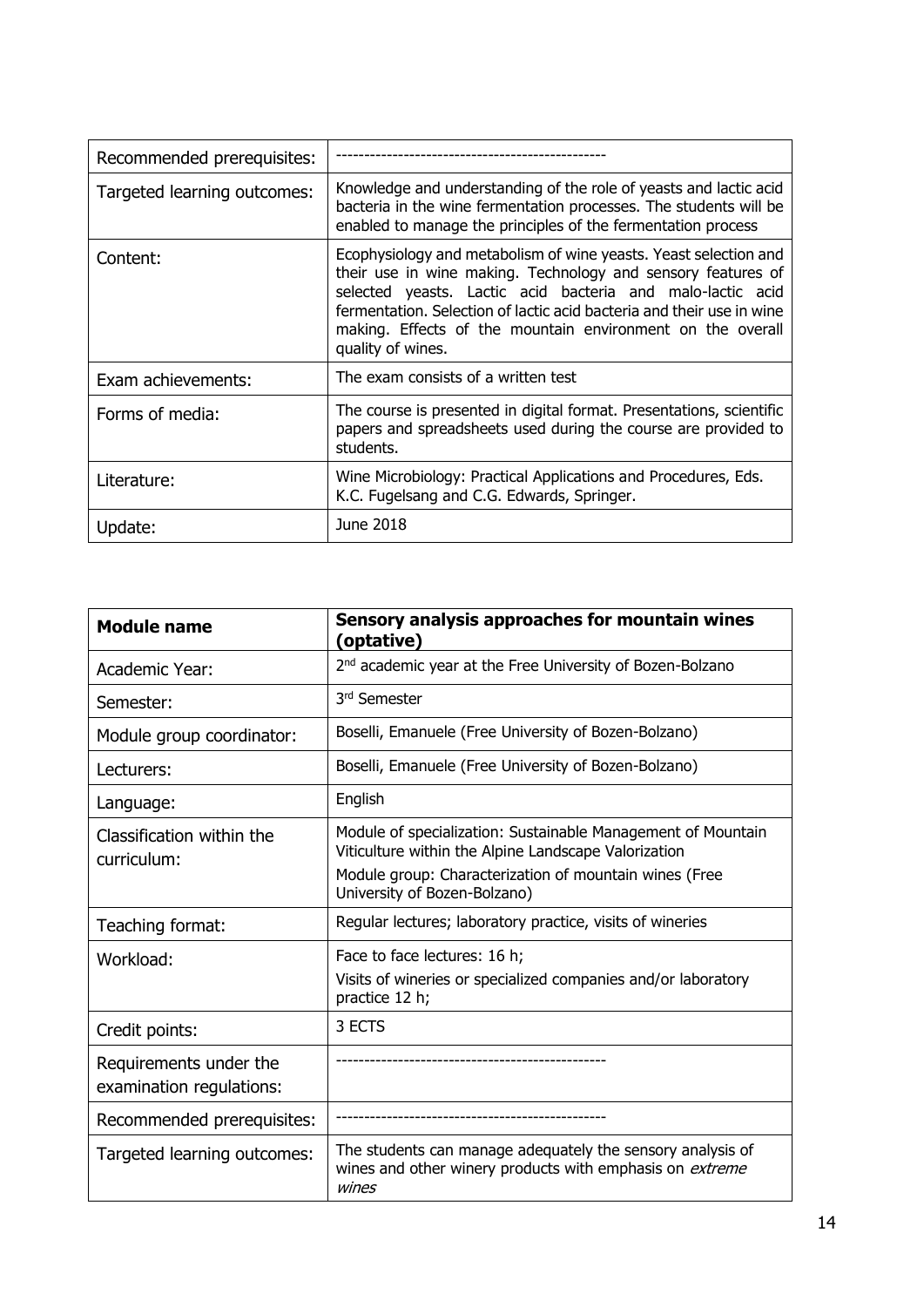| | |
|---|---|
| Recommended prerequisites: | ------------------------------------------------ |
| Targeted learning outcomes: | Knowledge and understanding of the role of yeasts and lactic acid bacteria in the wine fermentation processes. The students will be enabled to manage the principles of the fermentation process |
| Content: | Ecophysiology and metabolism of wine yeasts. Yeast selection and their use in wine making. Technology and sensory features of selected yeasts. Lactic acid bacteria and malo-lactic acid fermentation. Selection of lactic acid bacteria and their use in wine making. Effects of the mountain environment on the overall quality of wines. |
| Exam achievements: | The exam consists of a written test |
| Forms of media: | The course is presented in digital format. Presentations, scientific papers and spreadsheets used during the course are provided to students. |
| Literature: | Wine Microbiology: Practical Applications and Procedures, Eds. K.C. Fugelsang and C.G. Edwards, Springer. |
| Update: | June 2018 |

| **Module name** | **Sensory analysis approaches for mountain wines (optative)** |
|---|---|
| Academic Year: | 2nd academic year at the Free University of Bozen-Bolzano |
| Semester: | 3rd Semester |
| Module group coordinator: | Boselli, Emanuele (Free University of Bozen-Bolzano) |
| Lecturers: | Boselli, Emanuele (Free University of Bozen-Bolzano) |
| Language: | English |
| Classification within the curriculum: | Module of specialization: Sustainable Management of Mountain Viticulture within the Alpine Landscape Valorization<br>Module group: Characterization of mountain wines (Free University of Bozen-Bolzano) |
| Teaching format: | Regular lectures; laboratory practice, visits of wineries |
| Workload: | Face to face lectures: 16 h;<br>Visits of wineries or specialized companies and/or laboratory practice 12 h; |
| Credit points: | 3 ECTS |
| Requirements under the examination regulations: | ------------------------------------------------ |
| Recommended prerequisites: | ------------------------------------------------ |
| Targeted learning outcomes: | The students can manage adequately the sensory analysis of wines and other winery products with emphasis on *extreme wines* |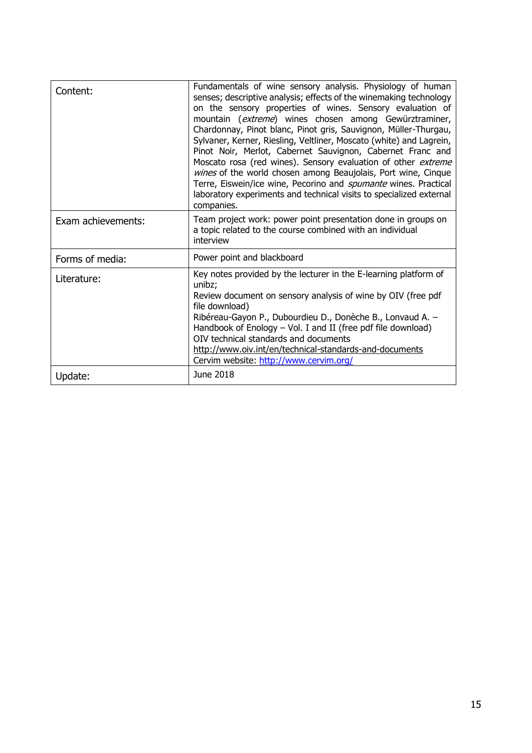| | |
|---|---|
| Content: | Fundamentals of wine sensory analysis. Physiology of human senses; descriptive analysis; effects of the winemaking technology on the sensory properties of wines. Sensory evaluation of mountain (*extreme*) wines chosen among Gewürztraminer, Chardonnay, Pinot blanc, Pinot gris, Sauvignon, Müller-Thurgau, Sylvaner, Kerner, Riesling, Veltliner, Moscato (white) and Lagrein, Pinot Noir, Merlot, Cabernet Sauvignon, Cabernet Franc and Moscato rosa (red wines). Sensory evaluation of other *extreme wines* of the world chosen among Beaujolais, Port wine, Cinque Terre, Eiswein/ice wine, Pecorino and *spumante* wines. Practical laboratory experiments and technical visits to specialized external companies. |
| Exam achievements: | Team project work: power point presentation done in groups on a topic related to the course combined with an individual interview |
| Forms of media: | Power point and blackboard |
| Literature: | Key notes provided by the lecturer in the E-learning platform of unibz;<br>Review document on sensory analysis of wine by OIV (free pdf file download)<br>Ribéreau-Gayon P., Dubourdieu D., Donèche B., Lonvaud A. – Handbook of Enology – Vol. I and II (free pdf file download)<br>OIV technical standards and documents<br>http://www.oiv.int/en/technical-standards-and-documents<br>Cervim website: http://www.cervim.org/ |
| Update: | June 2018 |